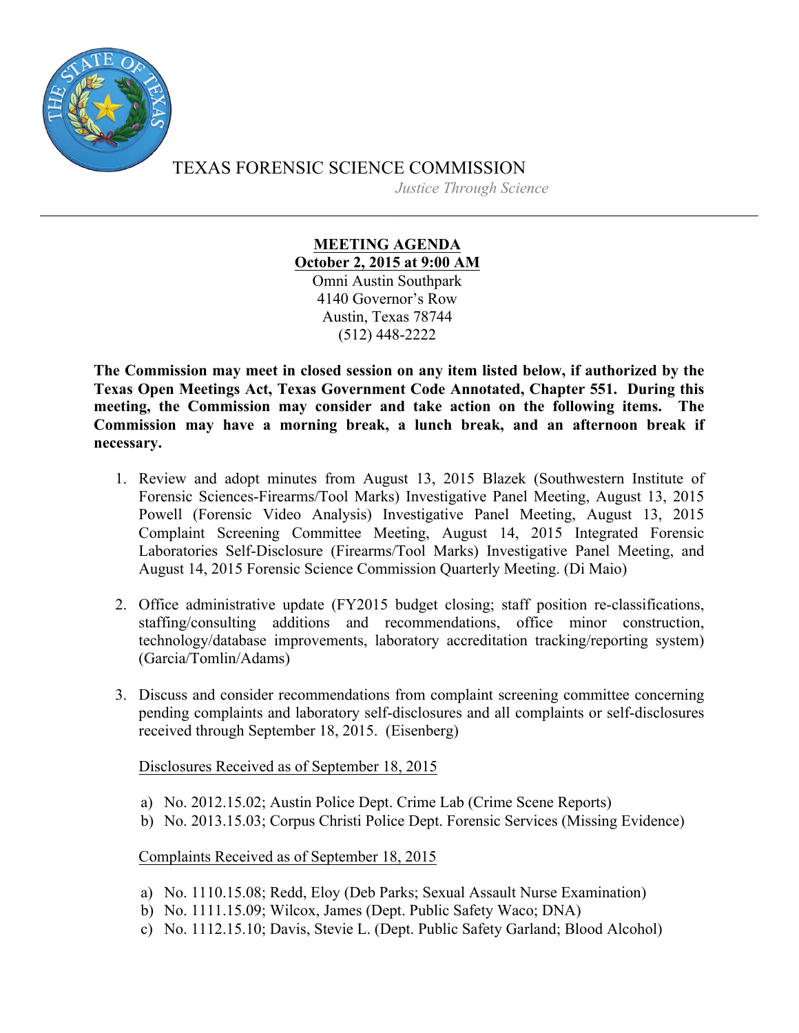TEXAS FORENSIC SCIENCE COMMISSION

*Justice Through Science*

---

**MEETING AGENDA**

**October 2, 2015 at 9:00 AM**

Omni Austin Southpark
4140 Governor's Row
Austin, Texas 78744
(512) 448-2222

**The Commission may meet in closed session on any item listed below, if authorized by the Texas Open Meetings Act, Texas Government Code Annotated, Chapter 551. During this meeting, the Commission may consider and take action on the following items. The Commission may have a morning break, a lunch break, and an afternoon break if necessary.**

1. Review and adopt minutes from August 13, 2015 Blazek (Southwestern Institute of Forensic Sciences-Firearms/Tool Marks) Investigative Panel Meeting, August 13, 2015 Powell (Forensic Video Analysis) Investigative Panel Meeting, August 13, 2015 Complaint Screening Committee Meeting, August 14, 2015 Integrated Forensic Laboratories Self-Disclosure (Firearms/Tool Marks) Investigative Panel Meeting, and August 14, 2015 Forensic Science Commission Quarterly Meeting. (Di Maio)

2. Office administrative update (FY2015 budget closing; staff position re-classifications, staffing/consulting additions and recommendations, office minor construction, technology/database improvements, laboratory accreditation tracking/reporting system) (Garcia/Tomlin/Adams)

3. Discuss and consider recommendations from complaint screening committee concerning pending complaints and laboratory self-disclosures and all complaints or self-disclosures received through September 18, 2015. (Eisenberg)

   Disclosures Received as of September 18, 2015

   a) No. 2012.15.02; Austin Police Dept. Crime Lab (Crime Scene Reports)
   b) No. 2013.15.03; Corpus Christi Police Dept. Forensic Services (Missing Evidence)

   Complaints Received as of September 18, 2015

   a) No. 1110.15.08; Redd, Eloy (Deb Parks; Sexual Assault Nurse Examination)
   b) No. 1111.15.09; Wilcox, James (Dept. Public Safety Waco; DNA)
   c) No. 1112.15.10; Davis, Stevie L. (Dept. Public Safety Garland; Blood Alcohol)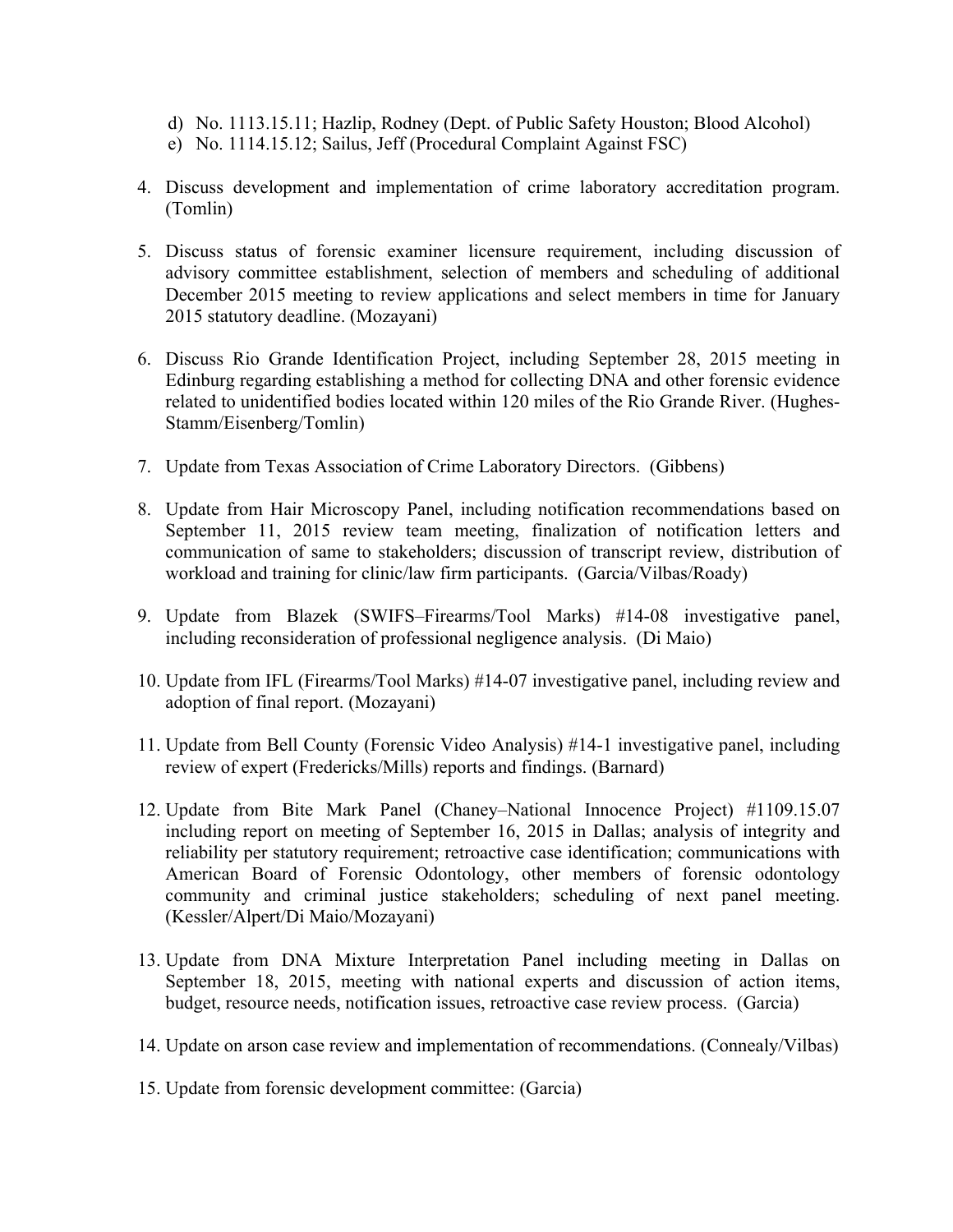d) No. 1113.15.11; Hazlip, Rodney (Dept. of Public Safety Houston; Blood Alcohol)
e) No. 1114.15.12; Sailus, Jeff (Procedural Complaint Against FSC)

4. Discuss development and implementation of crime laboratory accreditation program. (Tomlin)

5. Discuss status of forensic examiner licensure requirement, including discussion of advisory committee establishment, selection of members and scheduling of additional December 2015 meeting to review applications and select members in time for January 2015 statutory deadline. (Mozayani)

6. Discuss Rio Grande Identification Project, including September 28, 2015 meeting in Edinburg regarding establishing a method for collecting DNA and other forensic evidence related to unidentified bodies located within 120 miles of the Rio Grande River. (Hughes-Stamm/Eisenberg/Tomlin)

7. Update from Texas Association of Crime Laboratory Directors. (Gibbens)

8. Update from Hair Microscopy Panel, including notification recommendations based on September 11, 2015 review team meeting, finalization of notification letters and communication of same to stakeholders; discussion of transcript review, distribution of workload and training for clinic/law firm participants. (Garcia/Vilbas/Roady)

9. Update from Blazek (SWIFS–Firearms/Tool Marks) #14-08 investigative panel, including reconsideration of professional negligence analysis. (Di Maio)

10. Update from IFL (Firearms/Tool Marks) #14-07 investigative panel, including review and adoption of final report. (Mozayani)

11. Update from Bell County (Forensic Video Analysis) #14-1 investigative panel, including review of expert (Fredericks/Mills) reports and findings. (Barnard)

12. Update from Bite Mark Panel (Chaney–National Innocence Project) #1109.15.07 including report on meeting of September 16, 2015 in Dallas; analysis of integrity and reliability per statutory requirement; retroactive case identification; communications with American Board of Forensic Odontology, other members of forensic odontology community and criminal justice stakeholders; scheduling of next panel meeting. (Kessler/Alpert/Di Maio/Mozayani)

13. Update from DNA Mixture Interpretation Panel including meeting in Dallas on September 18, 2015, meeting with national experts and discussion of action items, budget, resource needs, notification issues, retroactive case review process. (Garcia)

14. Update on arson case review and implementation of recommendations. (Connealy/Vilbas)

15. Update from forensic development committee: (Garcia)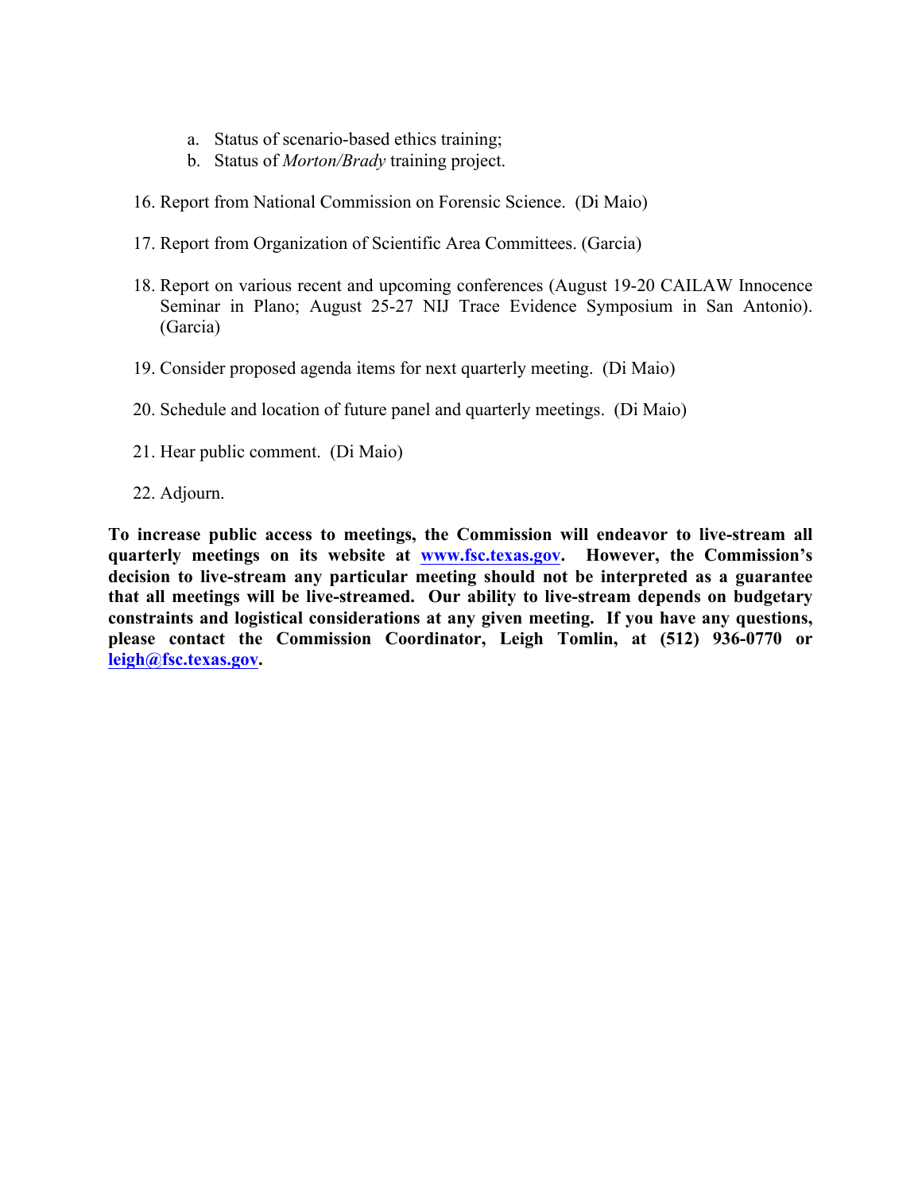a. Status of scenario-based ethics training;
   b. Status of *Morton/Brady* training project.

16. Report from National Commission on Forensic Science. (Di Maio)

17. Report from Organization of Scientific Area Committees. (Garcia)

18. Report on various recent and upcoming conferences (August 19-20 CAILAW Innocence Seminar in Plano; August 25-27 NIJ Trace Evidence Symposium in San Antonio). (Garcia)

19. Consider proposed agenda items for next quarterly meeting. (Di Maio)

20. Schedule and location of future panel and quarterly meetings. (Di Maio)

21. Hear public comment. (Di Maio)

22. Adjourn.

**To increase public access to meetings, the Commission will endeavor to live-stream all quarterly meetings on its website at [www.fsc.texas.gov](http://www.fsc.texas.gov). However, the Commission's decision to live-stream any particular meeting should not be interpreted as a guarantee that all meetings will be live-streamed. Our ability to live-stream depends on budgetary constraints and logistical considerations at any given meeting. If you have any questions, please contact the Commission Coordinator, Leigh Tomlin, at (512) 936-0770 or [leigh@fsc.texas.gov](mailto:leigh@fsc.texas.gov).**